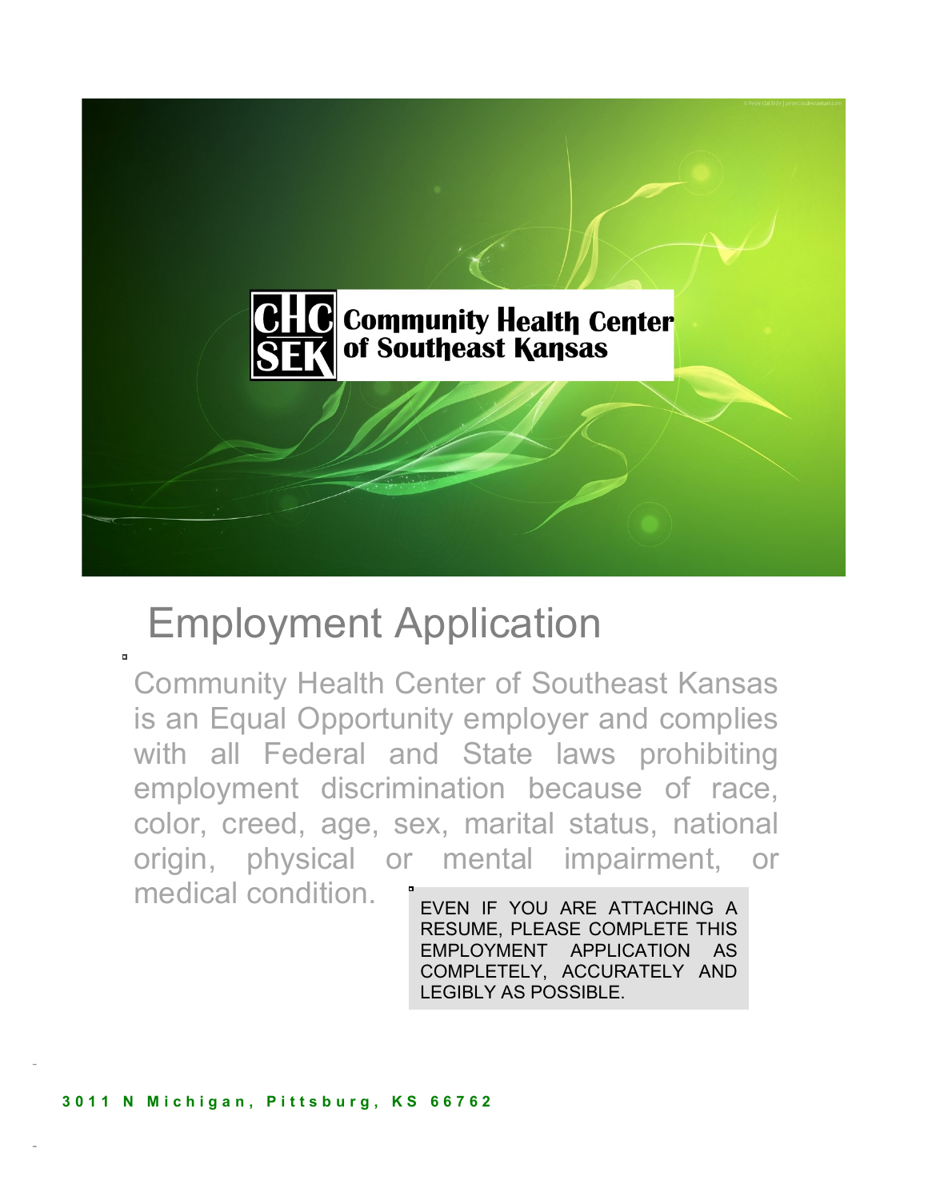Community Health Center of Southeast Kansas

# Employment Application

Community Health Center of Southeast Kansas is an Equal Opportunity employer and complies with all Federal and State laws prohibiting employment discrimination because of race, color, creed, age, sex, marital status, national origin, physical or mental impairment, or medical condition.

EVEN IF YOU ARE ATTACHING A RESUME, PLEASE COMPLETE THIS EMPLOYMENT APPLICATION AS COMPLETELY, ACCURATELY AND LEGIBLY AS POSSIBLE.

**3011 N Michigan, Pittsburg, KS 66762**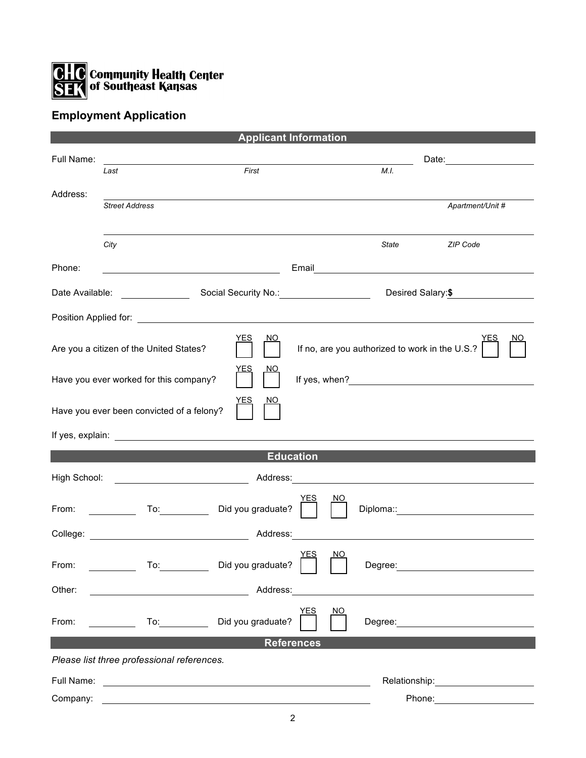**Community Health Center of Southeast Kansas**

## Employment Application

### Applicant Information

Full Name: ______________________________________________ Date: ______________

*Last* *First* *M.I.*

Address: ______________________________________________

*Street Address* *Apartment/Unit #*

______________________________________________

*City* *State* *ZIP Code*

Phone: ______________________ Email ______________________

Date Available: ____________ Social Security No.: ______________ Desired Salary: **$** ______________

Position Applied for: ______________________________________________

Are you a citizen of the United States? YES ☐ NO ☐ If no, are you authorized to work in the U.S.? YES ☐ NO ☐

Have you ever worked for this company? YES ☐ NO ☐ If yes, when? ______________________

Have you ever been convicted of a felony? YES ☐ NO ☐

If yes, explain: ______________________________________________

### Education

High School: ______________________ Address: ______________________

From: __________ To: __________ Did you graduate? YES ☐ NO ☐ Diploma:: ______________________

College: ______________________ Address: ______________________

From: __________ To: __________ Did you graduate? YES ☐ NO ☐ Degree: ______________________

Other: ______________________ Address: ______________________

From: __________ To: __________ Did you graduate? YES ☐ NO ☐ Degree: ______________________

### References

*Please list three professional references.*

Full Name: ______________________________________________ Relationship: ______________

Company: ______________________________________________ Phone: ______________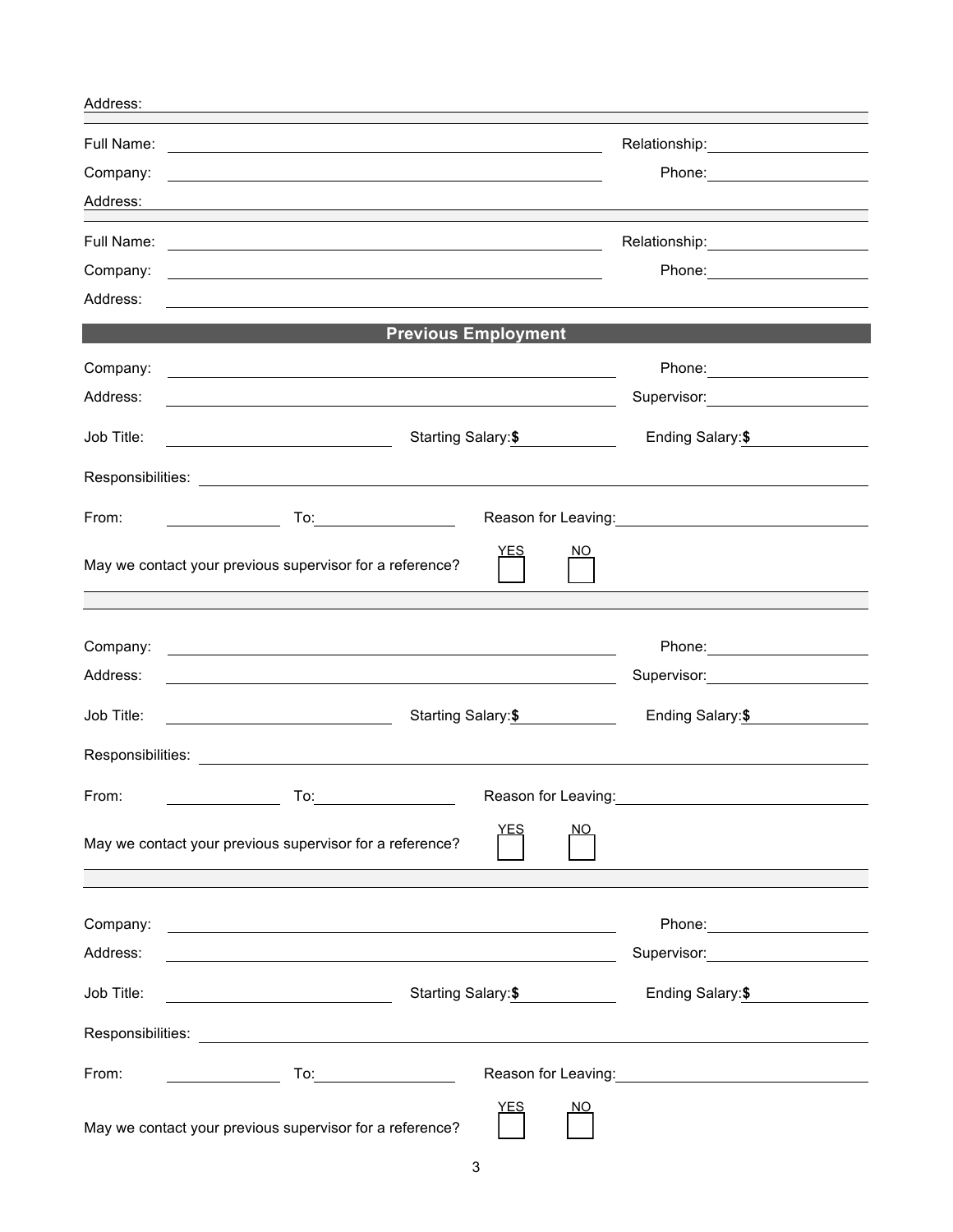Address:

Full Name: Relationship:

Company: Phone:

Address:

Full Name: Relationship:

Company: Phone:

Address:

## Previous Employment

Company: Phone:

Address: Supervisor:

Job Title: Starting Salary: $ Ending Salary: $

Responsibilities:

From: To: Reason for Leaving:

May we contact your previous supervisor for a reference? YES ☐ NO ☐

---

Company: Phone:

Address: Supervisor:

Job Title: Starting Salary: $ Ending Salary: $

Responsibilities:

From: To: Reason for Leaving:

May we contact your previous supervisor for a reference? YES ☐ NO ☐

---

Company: Phone:

Address: Supervisor:

Job Title: Starting Salary: $ Ending Salary: $

Responsibilities:

From: To: Reason for Leaving:

May we contact your previous supervisor for a reference? YES ☐ NO ☐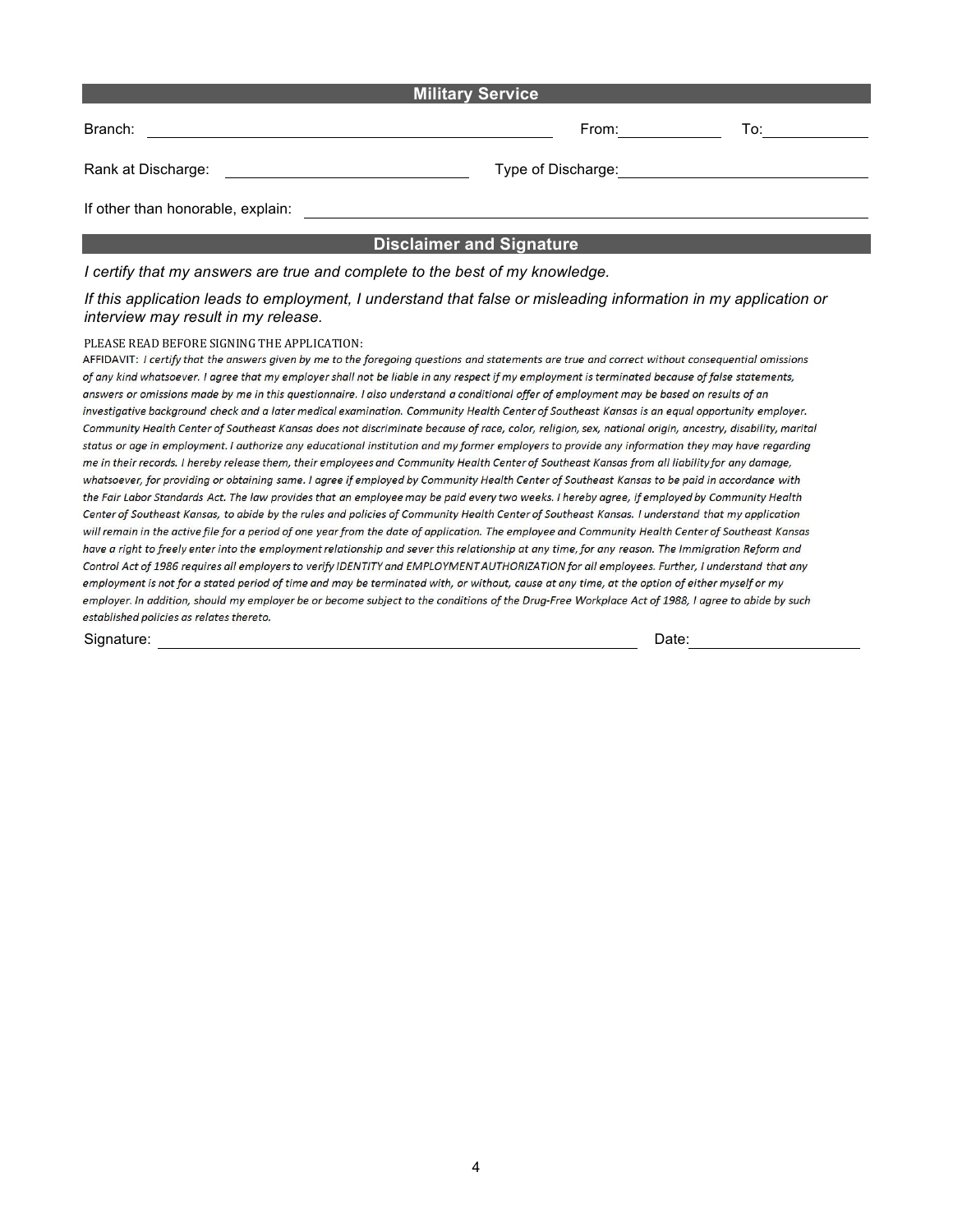## Military Service

Branch: ______________________________ From: __________ To: __________

Rank at Discharge: ____________________ Type of Discharge: ____________________

If other than honorable, explain: ______________________________

## Disclaimer and Signature

*I certify that my answers are true and complete to the best of my knowledge.*

*If this application leads to employment, I understand that false or misleading information in my application or interview may result in my release.*

PLEASE READ BEFORE SIGNING THE APPLICATION:

AFFIDAVIT: *I certify that the answers given by me to the foregoing questions and statements are true and correct without consequential omissions of any kind whatsoever. I agree that my employer shall not be liable in any respect if my employment is terminated because of false statements, answers or omissions made by me in this questionnaire. I also understand a conditional offer of employment may be based on results of an investigative background check and a later medical examination. Community Health Center of Southeast Kansas is an equal opportunity employer. Community Health Center of Southeast Kansas does not discriminate because of race, color, religion, sex, national origin, ancestry, disability, marital status or age in employment. I authorize any educational institution and my former employers to provide any information they may have regarding me in their records. I hereby release them, their employees and Community Health Center of Southeast Kansas from all liability for any damage, whatsoever, for providing or obtaining same. I agree if employed by Community Health Center of Southeast Kansas to be paid in accordance with the Fair Labor Standards Act. The law provides that an employee may be paid every two weeks. I hereby agree, if employed by Community Health Center of Southeast Kansas, to abide by the rules and policies of Community Health Center of Southeast Kansas. I understand that my application will remain in the active file for a period of one year from the date of application. The employee and Community Health Center of Southeast Kansas have a right to freely enter into the employment relationship and sever this relationship at any time, for any reason. The Immigration Reform and Control Act of 1986 requires all employers to verify IDENTITY and EMPLOYMENT AUTHORIZATION for all employees. Further, I understand that any employment is not for a stated period of time and may be terminated with, or without, cause at any time, at the option of either myself or my employer. In addition, should my employer be or become subject to the conditions of the Drug-Free Workplace Act of 1988, I agree to abide by such established policies as relates thereto.*

Signature: ______________________________ Date: ____________________